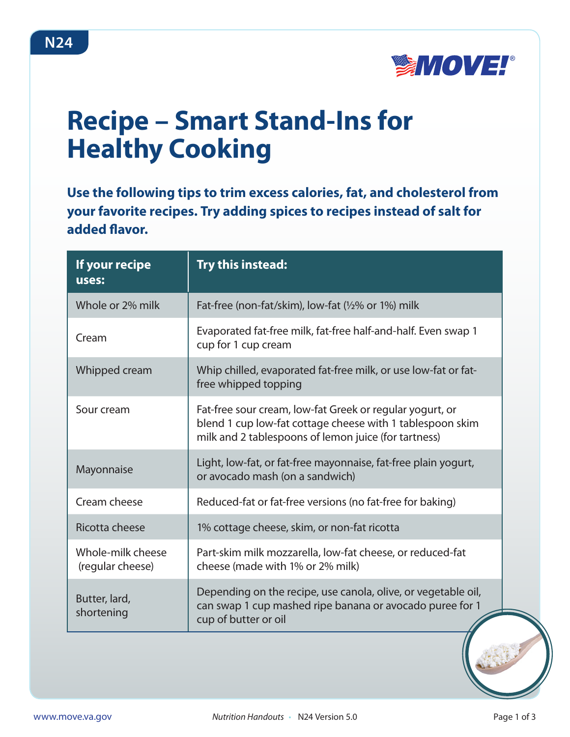# Recipe – Smart Stand-Ins for Healthy Cooking

**Use the following tips to trim excess calories, fat, and cholesterol from your favorite recipes. Try adding spices to recipes instead of salt for added flavor.**

| If your recipe uses: | Try this instead: |
|---|---|
| Whole or 2% milk | Fat-free (non-fat/skim), low-fat (½% or 1%) milk |
| Cream | Evaporated fat-free milk, fat-free half-and-half. Even swap 1 cup for 1 cup cream |
| Whipped cream | Whip chilled, evaporated fat-free milk, or use low-fat or fat-free whipped topping |
| Sour cream | Fat-free sour cream, low-fat Greek or regular yogurt, or blend 1 cup low-fat cottage cheese with 1 tablespoon skim milk and 2 tablespoons of lemon juice (for tartness) |
| Mayonnaise | Light, low-fat, or fat-free mayonnaise, fat-free plain yogurt, or avocado mash (on a sandwich) |
| Cream cheese | Reduced-fat or fat-free versions (no fat-free for baking) |
| Ricotta cheese | 1% cottage cheese, skim, or non-fat ricotta |
| Whole-milk cheese (regular cheese) | Part-skim milk mozzarella, low-fat cheese, or reduced-fat cheese (made with 1% or 2% milk) |
| Butter, lard, shortening | Depending on the recipe, use canola, olive, or vegetable oil, can swap 1 cup mashed ripe banana or avocado puree for 1 cup of butter or oil |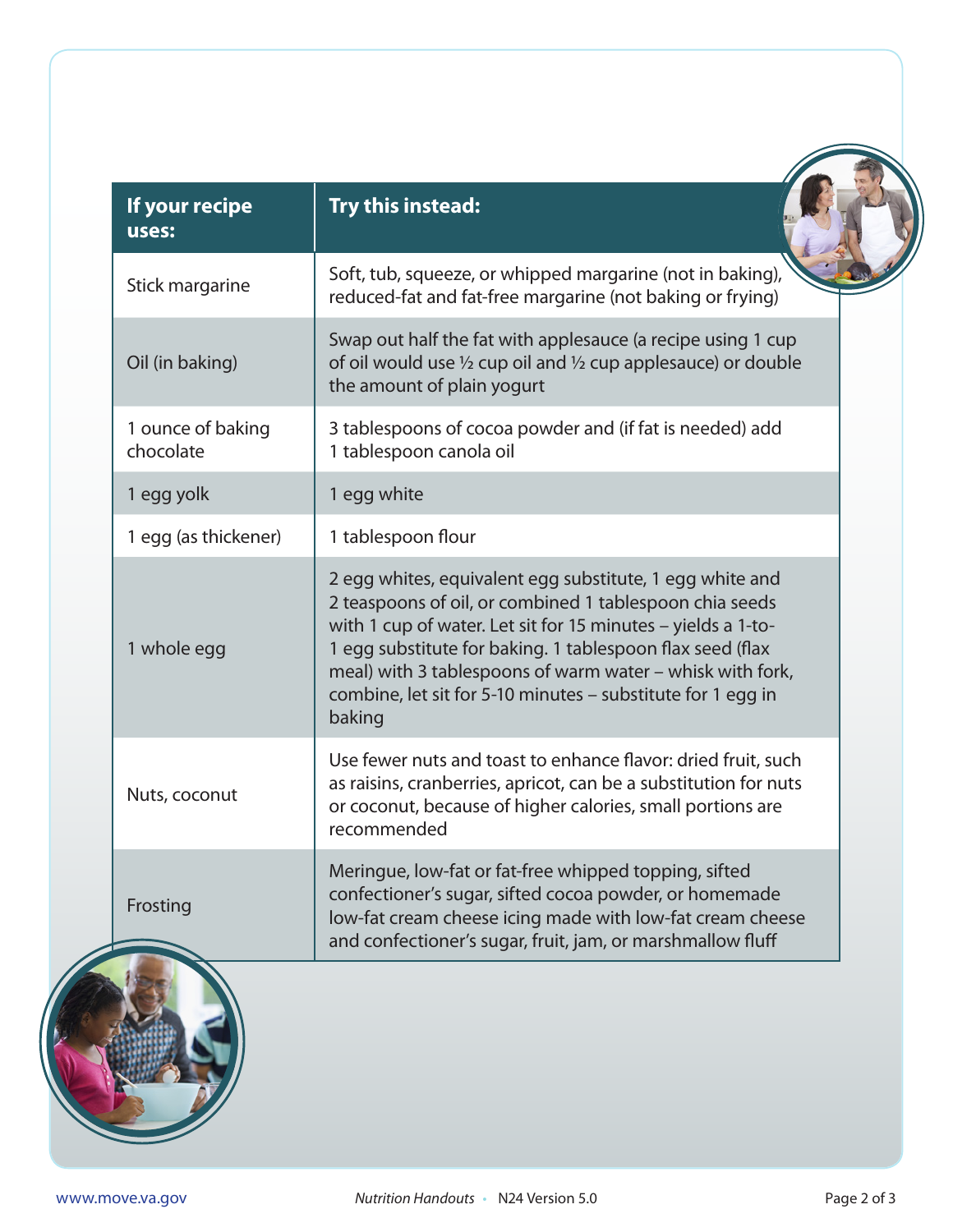| If your recipe uses: | Try this instead: |
|---|---|
| Stick margarine | Soft, tub, squeeze, or whipped margarine (not in baking), reduced-fat and fat-free margarine (not baking or frying) |
| Oil (in baking) | Swap out half the fat with applesauce (a recipe using 1 cup of oil would use ½ cup oil and ½ cup applesauce) or double the amount of plain yogurt |
| 1 ounce of baking chocolate | 3 tablespoons of cocoa powder and (if fat is needed) add 1 tablespoon canola oil |
| 1 egg yolk | 1 egg white |
| 1 egg (as thickener) | 1 tablespoon flour |
| 1 whole egg | 2 egg whites, equivalent egg substitute, 1 egg white and 2 teaspoons of oil, or combined 1 tablespoon chia seeds with 1 cup of water. Let sit for 15 minutes – yields a 1-to-1 egg substitute for baking. 1 tablespoon flax seed (flax meal) with 3 tablespoons of warm water – whisk with fork, combine, let sit for 5-10 minutes – substitute for 1 egg in baking |
| Nuts, coconut | Use fewer nuts and toast to enhance flavor: dried fruit, such as raisins, cranberries, apricot, can be a substitution for nuts or coconut, because of higher calories, small portions are recommended |
| Frosting | Meringue, low-fat or fat-free whipped topping, sifted confectioner's sugar, sifted cocoa powder, or homemade low-fat cream cheese icing made with low-fat cream cheese and confectioner's sugar, fruit, jam, or marshmallow fluff |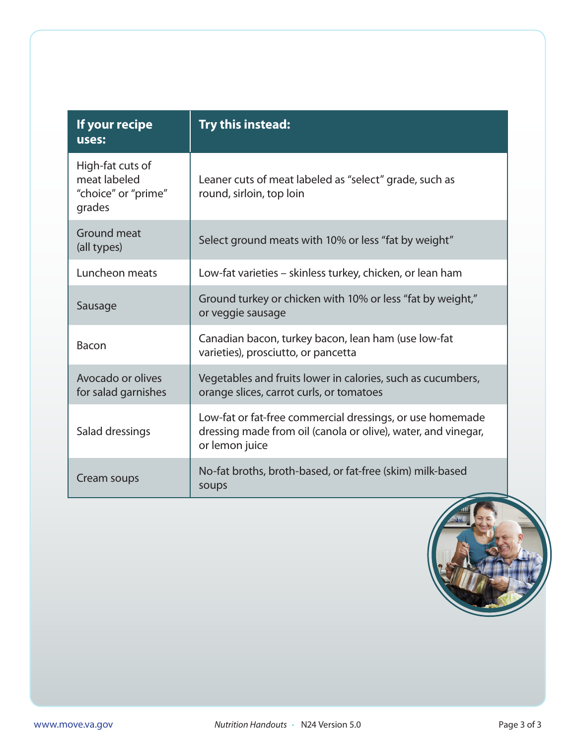| If your recipe uses: | Try this instead: |
|---|---|
| High-fat cuts of meat labeled "choice" or "prime" grades | Leaner cuts of meat labeled as "select" grade, such as round, sirloin, top loin |
| Ground meat (all types) | Select ground meats with 10% or less "fat by weight" |
| Luncheon meats | Low-fat varieties – skinless turkey, chicken, or lean ham |
| Sausage | Ground turkey or chicken with 10% or less "fat by weight," or veggie sausage |
| Bacon | Canadian bacon, turkey bacon, lean ham (use low-fat varieties), prosciutto, or pancetta |
| Avocado or olives for salad garnishes | Vegetables and fruits lower in calories, such as cucumbers, orange slices, carrot curls, or tomatoes |
| Salad dressings | Low-fat or fat-free commercial dressings, or use homemade dressing made from oil (canola or olive), water, and vinegar, or lemon juice |
| Cream soups | No-fat broths, broth-based, or fat-free (skim) milk-based soups |